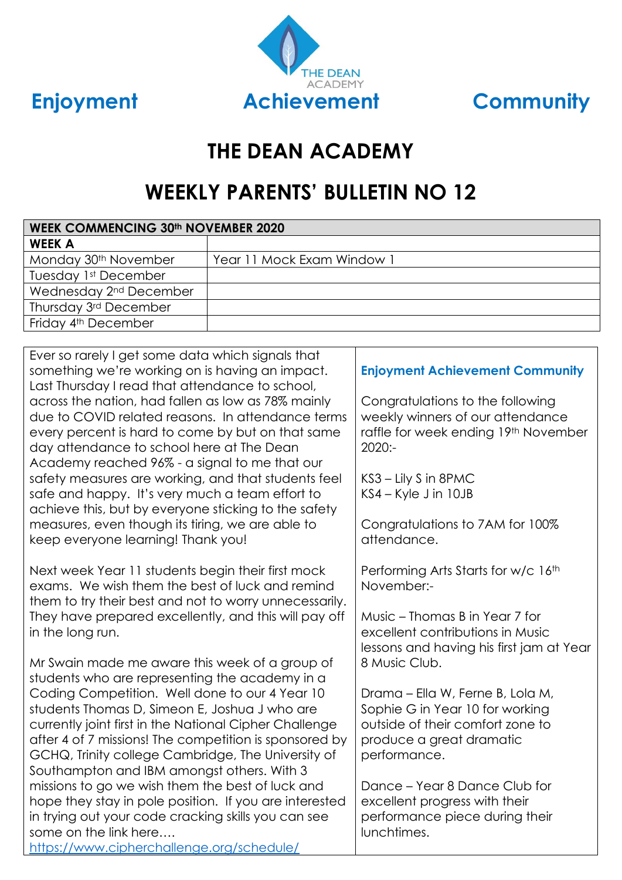THE DEAN ACADEMY

**Enjoyment** **Achievement** **Community**

# THE DEAN ACADEMY

# WEEKLY PARENTS' BULLETIN NO 12

| WEEK COMMENCING 30th NOVEMBER 2020 | |
|---|---|
| **WEEK A** | |
| Monday 30th November | Year 11 Mock Exam Window 1 |
| Tuesday 1st December | |
| Wednesday 2nd December | |
| Thursday 3rd December | |
| Friday 4th December | |

Ever so rarely I get some data which signals that something we're working on is having an impact. Last Thursday I read that attendance to school, across the nation, had fallen as low as 78% mainly due to COVID related reasons. In attendance terms every percent is hard to come by but on that same day attendance to school here at The Dean Academy reached 96% - a signal to me that our safety measures are working, and that students feel safe and happy. It's very much a team effort to achieve this, but by everyone sticking to the safety measures, even though its tiring, we are able to keep everyone learning! Thank you!

Next week Year 11 students begin their first mock exams. We wish them the best of luck and remind them to try their best and not to worry unnecessarily. They have prepared excellently, and this will pay off in the long run.

Mr Swain made me aware this week of a group of students who are representing the academy in a Coding Competition. Well done to our 4 Year 10 students Thomas D, Simeon E, Joshua J who are currently joint first in the National Cipher Challenge after 4 of 7 missions! The competition is sponsored by GCHQ, Trinity college Cambridge, The University of Southampton and IBM amongst others. With 3 missions to go we wish them the best of luck and hope they stay in pole position. If you are interested in trying out your code cracking skills you can see some on the link here….
https://www.cipherchallenge.org/schedule/

**Enjoyment Achievement Community**

Congratulations to the following weekly winners of our attendance raffle for week ending 19th November 2020:-

KS3 – Lily S in 8PMC
KS4 – Kyle J in 10JB

Congratulations to 7AM for 100% attendance.

Performing Arts Starts for w/c 16th November:-

Music – Thomas B in Year 7 for excellent contributions in Music lessons and having his first jam at Year 8 Music Club.

Drama – Ella W, Ferne B, Lola M, Sophie G in Year 10 for working outside of their comfort zone to produce a great dramatic performance.

Dance – Year 8 Dance Club for excellent progress with their performance piece during their lunchtimes.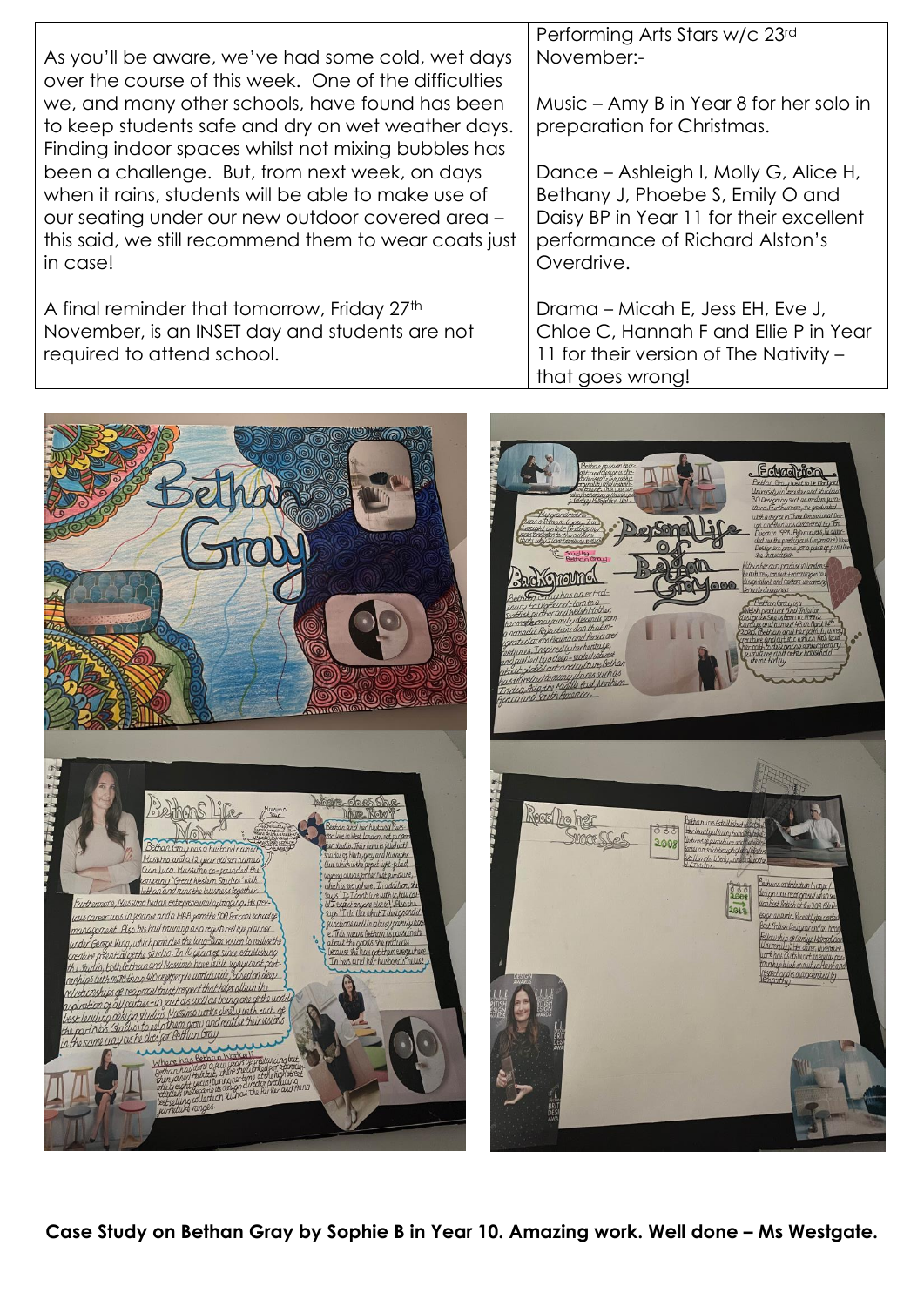| As you'll be aware, we've had some cold, wet days over the course of this week. One of the difficulties we, and many other schools, have found has been to keep students safe and dry on wet weather days. Finding indoor spaces whilst not mixing bubbles has been a challenge. But, from next week, on days when it rains, students will be able to make use of our seating under our new outdoor covered area – this said, we still recommend them to wear coats just in case!<br><br>A final reminder that tomorrow, Friday 27th November, is an INSET day and students are not required to attend school. | Performing Arts Stars w/c 23rd November:-<br><br>Music – Amy B in Year 8 for her solo in preparation for Christmas.<br><br>Dance – Ashleigh I, Molly G, Alice H, Bethany J, Phoebe S, Emily O and Daisy BP in Year 11 for their excellent performance of Richard Alston's Overdrive.<br><br>Drama – Micah E, Jess EH, Eve J, Chloe C, Hannah F and Ellie P in Year 11 for their version of The Nativity – that goes wrong! |
|---|---|

**Case Study on Bethan Gray by Sophie B in Year 10. Amazing work. Well done – Ms Westgate.**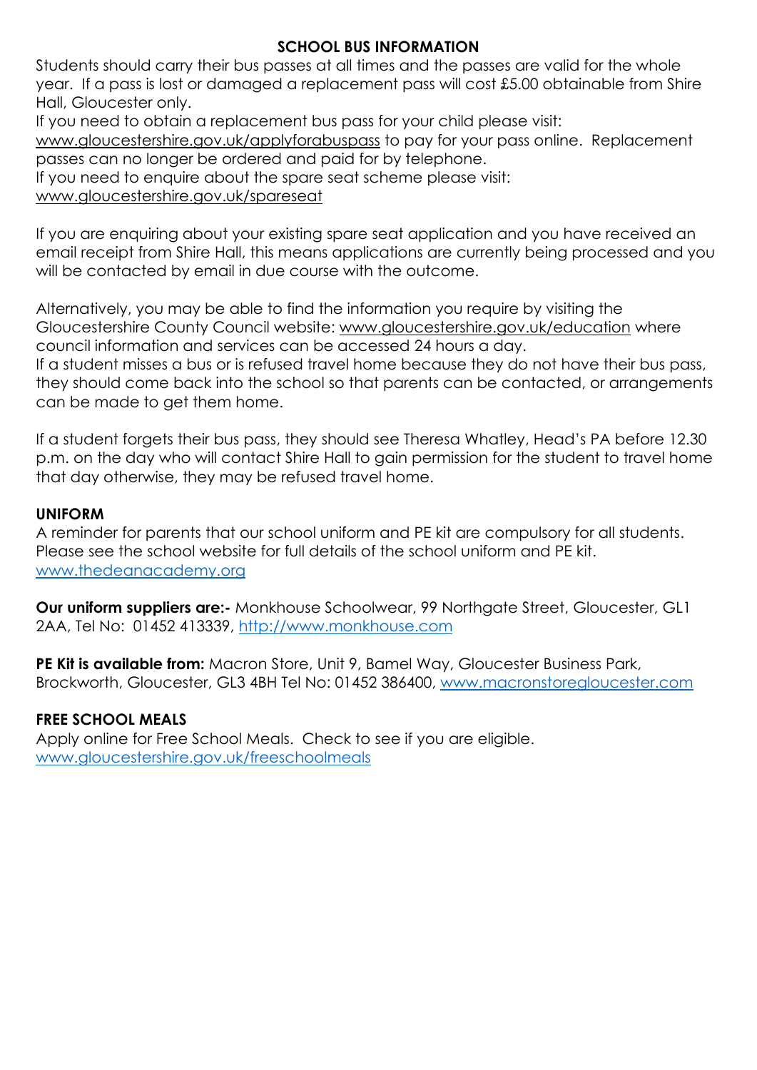## SCHOOL BUS INFORMATION

Students should carry their bus passes at all times and the passes are valid for the whole year. If a pass is lost or damaged a replacement pass will cost £5.00 obtainable from Shire Hall, Gloucester only.

If you need to obtain a replacement bus pass for your child please visit: www.gloucestershire.gov.uk/applyforabuspass to pay for your pass online. Replacement passes can no longer be ordered and paid for by telephone.

If you need to enquire about the spare seat scheme please visit: www.gloucestershire.gov.uk/spareseat

If you are enquiring about your existing spare seat application and you have received an email receipt from Shire Hall, this means applications are currently being processed and you will be contacted by email in due course with the outcome.

Alternatively, you may be able to find the information you require by visiting the Gloucestershire County Council website: www.gloucestershire.gov.uk/education where council information and services can be accessed 24 hours a day.

If a student misses a bus or is refused travel home because they do not have their bus pass, they should come back into the school so that parents can be contacted, or arrangements can be made to get them home.

If a student forgets their bus pass, they should see Theresa Whatley, Head's PA before 12.30 p.m. on the day who will contact Shire Hall to gain permission for the student to travel home that day otherwise, they may be refused travel home.

## UNIFORM

A reminder for parents that our school uniform and PE kit are compulsory for all students. Please see the school website for full details of the school uniform and PE kit. www.thedeanacademy.org

**Our uniform suppliers are:-** Monkhouse Schoolwear, 99 Northgate Street, Gloucester, GL1 2AA, Tel No: 01452 413339, http://www.monkhouse.com

**PE Kit is available from:** Macron Store, Unit 9, Bamel Way, Gloucester Business Park, Brockworth, Gloucester, GL3 4BH Tel No: 01452 386400, www.macronstoregloucester.com

## FREE SCHOOL MEALS

Apply online for Free School Meals. Check to see if you are eligible. www.gloucestershire.gov.uk/freeschoolmeals